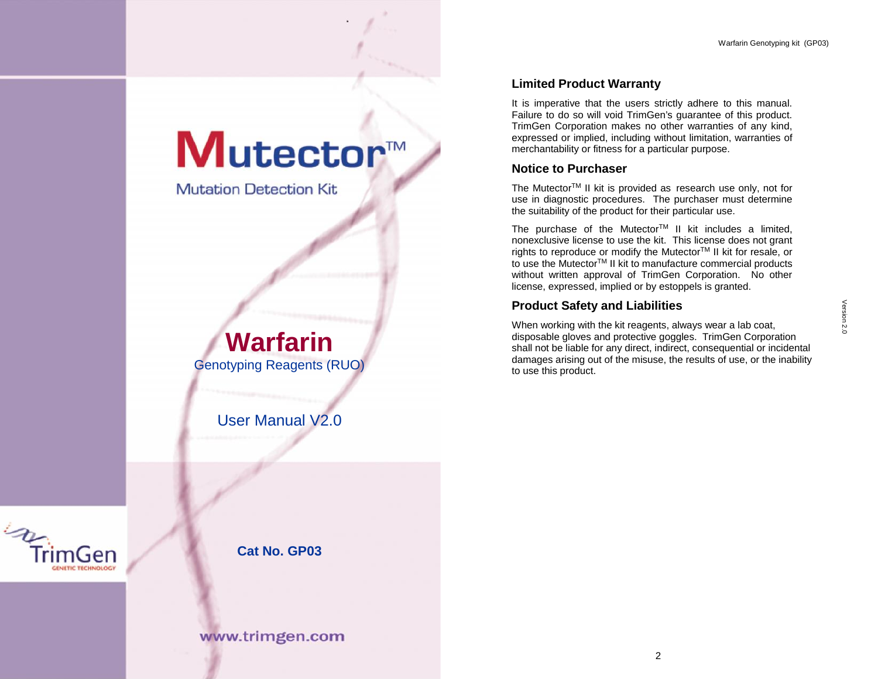# Mutector™

Mutation Detection Kit

# Warfarin

Genotyping Reagents (RUO)

User Manual V2.0

TrimGen
GENETIC TECHNOLOGY

**Cat No. GP03**

www.trimgen.com

## Limited Product Warranty

It is imperative that the users strictly adhere to this manual. Failure to do so will void TrimGen's guarantee of this product. TrimGen Corporation makes no other warranties of any kind, expressed or implied, including without limitation, warranties of merchantability or fitness for a particular purpose.

## Notice to Purchaser

The Mutector™ II kit is provided as research use only, not for use in diagnostic procedures. The purchaser must determine the suitability of the product for their particular use.

The purchase of the Mutector™ II kit includes a limited, nonexclusive license to use the kit. This license does not grant rights to reproduce or modify the Mutector™ II kit for resale, or to use the Mutector™ II kit to manufacture commercial products without written approval of TrimGen Corporation. No other license, expressed, implied or by estoppels is granted.

## Product Safety and Liabilities

When working with the kit reagents, always wear a lab coat, disposable gloves and protective goggles. TrimGen Corporation shall not be liable for any direct, indirect, consequential or incidental damages arising out of the misuse, the results of use, or the inability to use this product.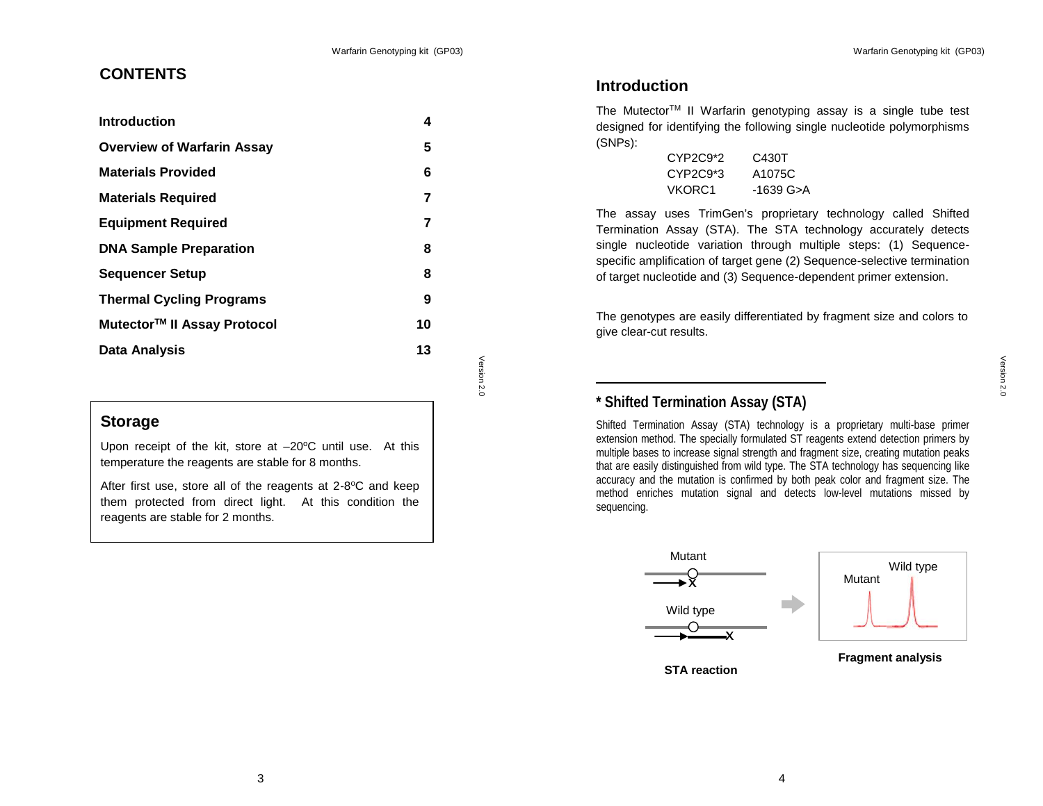# CONTENTS

| | |
|---|---|
| **Introduction** | **4** |
| **Overview of Warfarin Assay** | **5** |
| **Materials Provided** | **6** |
| **Materials Required** | **7** |
| **Equipment Required** | **7** |
| **DNA Sample Preparation** | **8** |
| **Sequencer Setup** | **8** |
| **Thermal Cycling Programs** | **9** |
| **Mutector™ II Assay Protocol** | **10** |
| **Data Analysis** | **13** |

## Storage

Upon receipt of the kit, store at –20ºC until use. At this temperature the reagents are stable for 8 months.

After first use, store all of the reagents at 2-8ºC and keep them protected from direct light. At this condition the reagents are stable for 2 months.

# Introduction

The Mutector™ II Warfarin genotyping assay is a single tube test designed for identifying the following single nucleotide polymorphisms (SNPs):

| | |
|---|---|
| CYP2C9*2 | C430T |
| CYP2C9*3 | A1075C |
| VKORC1 | -1639 G>A |

The assay uses TrimGen's proprietary technology called Shifted Termination Assay (STA). The STA technology accurately detects single nucleotide variation through multiple steps: (1) Sequence-specific amplification of target gene (2) Sequence-selective termination of target nucleotide and (3) Sequence-dependent primer extension.

The genotypes are easily differentiated by fragment size and colors to give clear-cut results.

---

### * Shifted Termination Assay (STA)

Shifted Termination Assay (STA) technology is a proprietary multi-base primer extension method. The specially formulated ST reagents extend detection primers by multiple bases to increase signal strength and fragment size, creating mutation peaks that are easily distinguished from wild type. The STA technology has sequencing like accuracy and the mutation is confirmed by both peak color and fragment size. The method enriches mutation signal and detects low-level mutations missed by sequencing.

Mutant

Wild type

**STA reaction**

Mutant Wild type

**Fragment analysis**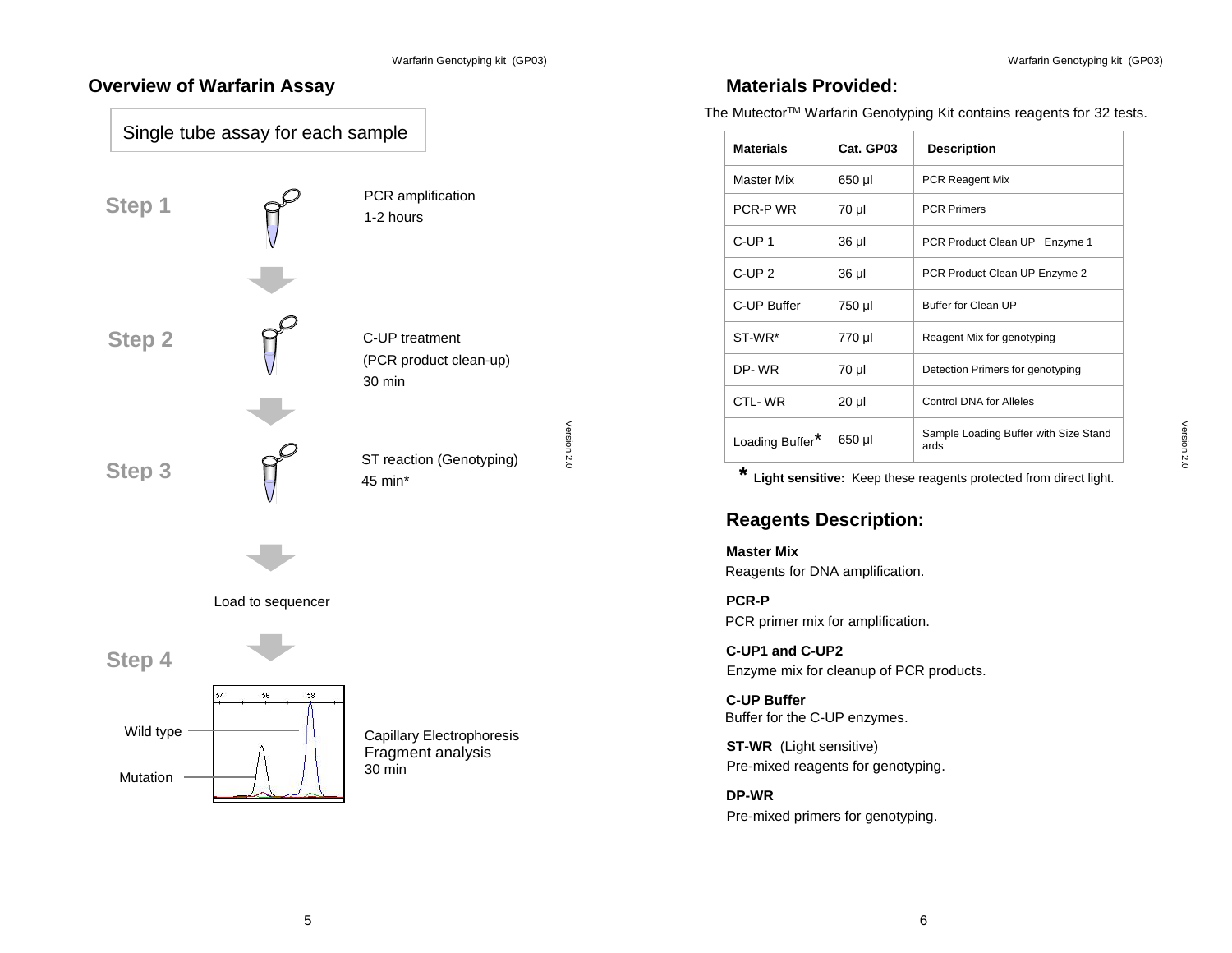## Overview of Warfarin Assay

Single tube assay for each sample

**Step 1**

PCR amplification
1-2 hours

**Step 2**

C-UP treatment
(PCR product clean-up)
30 min

**Step 3**

ST reaction (Genotyping)
45 min*

Load to sequencer

**Step 4**

Wild type

Mutation

Capillary Electrophoresis
Fragment analysis
30 min

## Materials Provided:

The Mutector[TM] Warfarin Genotyping Kit contains reagents for 32 tests.

| Materials | Cat. GP03 | Description |
|---|---|---|
| Master Mix | 650 µl | PCR Reagent Mix |
| PCR-P WR | 70 µl | PCR Primers |
| C-UP 1 | 36 µl | PCR Product Clean UP Enzyme 1 |
| C-UP 2 | 36 µl | PCR Product Clean UP Enzyme 2 |
| C-UP Buffer | 750 µl | Buffer for Clean UP |
| ST-WR* | 770 µl | Reagent Mix for genotyping |
| DP- WR | 70 µl | Detection Primers for genotyping |
| CTL- WR | 20 µl | Control DNA for Alleles |
| Loading Buffer* | 650 µl | Sample Loading Buffer with Size Standards |

\* **Light sensitive:** Keep these reagents protected from direct light.

## Reagents Description:

**Master Mix**
Reagents for DNA amplification.

**PCR-P**
PCR primer mix for amplification.

**C-UP1 and C-UP2**
Enzyme mix for cleanup of PCR products.

**C-UP Buffer**
Buffer for the C-UP enzymes.

**ST-WR** (Light sensitive)
Pre-mixed reagents for genotyping.

**DP-WR**
Pre-mixed primers for genotyping.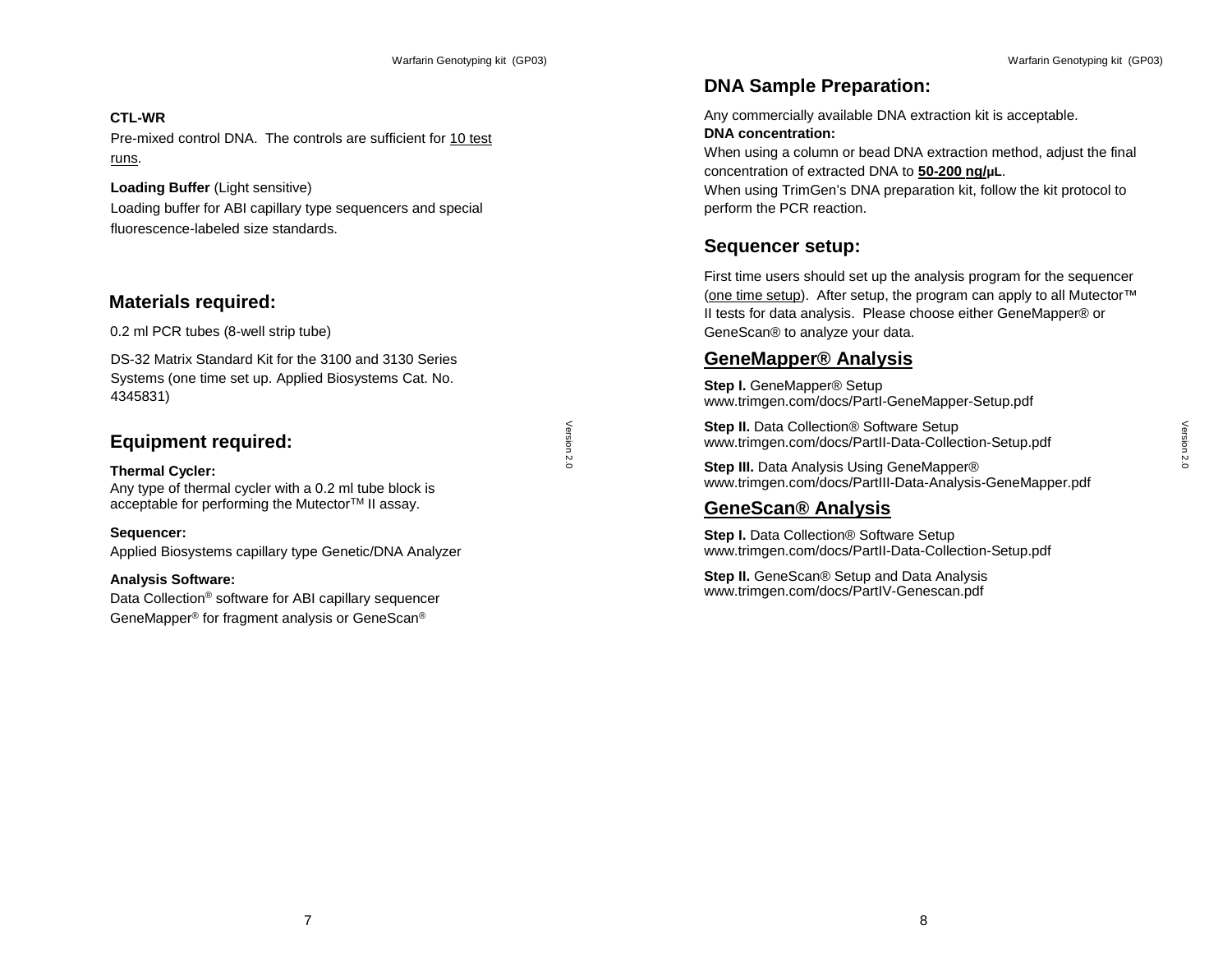**CTL-WR**

Pre-mixed control DNA. The controls are sufficient for 10 test runs.

**Loading Buffer** (Light sensitive)

Loading buffer for ABI capillary type sequencers and special fluorescence-labeled size standards.

## Materials required:

0.2 ml PCR tubes (8-well strip tube)

DS-32 Matrix Standard Kit for the 3100 and 3130 Series Systems (one time set up. Applied Biosystems Cat. No. 4345831)

## Equipment required:

**Thermal Cycler:**
Any type of thermal cycler with a 0.2 ml tube block is acceptable for performing the Mutector™ II assay.

**Sequencer:**
Applied Biosystems capillary type Genetic/DNA Analyzer

**Analysis Software:**
Data Collection® software for ABI capillary sequencer
GeneMapper® for fragment analysis or GeneScan®

## DNA Sample Preparation:

Any commercially available DNA extraction kit is acceptable.

**DNA concentration:**
When using a column or bead DNA extraction method, adjust the final concentration of extracted DNA to **50-200 ng/μL**.
When using TrimGen's DNA preparation kit, follow the kit protocol to perform the PCR reaction.

## Sequencer setup:

First time users should set up the analysis program for the sequencer (one time setup). After setup, the program can apply to all Mutector™ II tests for data analysis. Please choose either GeneMapper® or GeneScan® to analyze your data.

### GeneMapper® Analysis

**Step I.** GeneMapper® Setup
www.trimgen.com/docs/PartI-GeneMapper-Setup.pdf

**Step II.** Data Collection® Software Setup
www.trimgen.com/docs/PartII-Data-Collection-Setup.pdf

**Step III.** Data Analysis Using GeneMapper®
www.trimgen.com/docs/PartIII-Data-Analysis-GeneMapper.pdf

### GeneScan® Analysis

**Step I.** Data Collection® Software Setup
www.trimgen.com/docs/PartII-Data-Collection-Setup.pdf

**Step II.** GeneScan® Setup and Data Analysis
www.trimgen.com/docs/PartIV-Genescan.pdf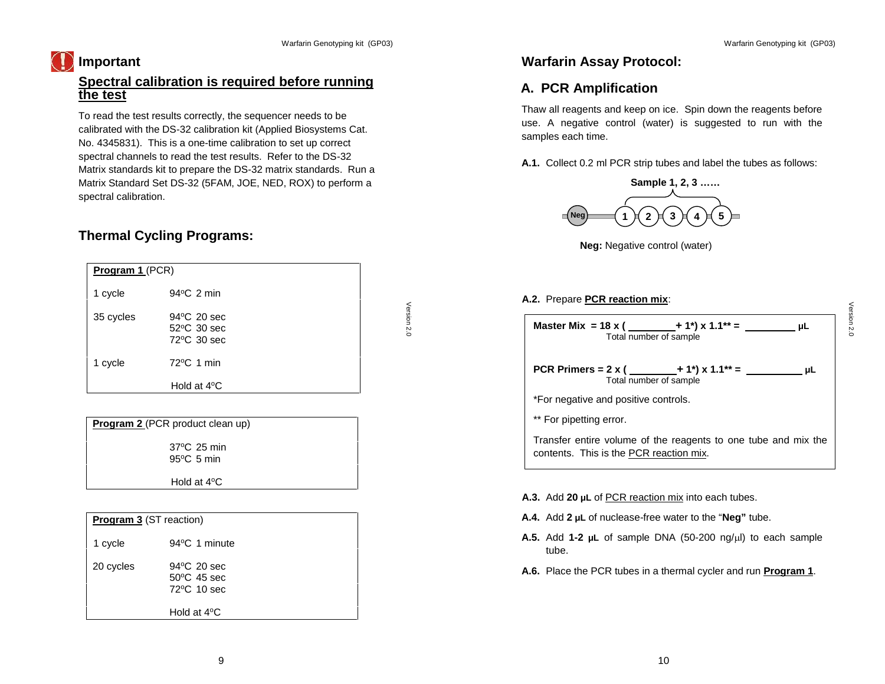## Important

### Spectral calibration is required before running the test

To read the test results correctly, the sequencer needs to be calibrated with the DS-32 calibration kit (Applied Biosystems Cat. No. 4345831). This is a one-time calibration to set up correct spectral channels to read the test results. Refer to the DS-32 Matrix standards kit to prepare the DS-32 matrix standards. Run a Matrix Standard Set DS-32 (5FAM, JOE, NED, ROX) to perform a spectral calibration.

## Thermal Cycling Programs:

| **Program 1** (PCR) | |
|---|---|
| 1 cycle | 94°C 2 min |
| 35 cycles | 94°C 20 sec<br>52°C 30 sec<br>72°C 30 sec |
| 1 cycle | 72°C 1 min |
| | Hold at 4°C |

| **Program 2** (PCR product clean up) | |
|---|---|
| | 37°C 25 min<br>95°C 5 min |
| | Hold at 4°C |

| **Program 3** (ST reaction) | |
|---|---|
| 1 cycle | 94°C 1 minute |
| 20 cycles | 94°C 20 sec<br>50°C 45 sec<br>72°C 10 sec |
| | Hold at 4°C |

## Warfarin Assay Protocol:

## A. PCR Amplification

Thaw all reagents and keep on ice. Spin down the reagents before use. A negative control (water) is suggested to run with the samples each time.

**A.1.** Collect 0.2 ml PCR strip tubes and label the tubes as follows:

**Sample 1, 2, 3 ……**

Neg – 1 – 2 – 3 – 4 – 5

**Neg:** Negative control (water)

**A.2.** Prepare **PCR reaction mix**:

> **Master Mix = 18 x ( ________ + 1*) x 1.1** = ________ μL**
> Total number of sample
>
> **PCR Primers = 2 x ( ________ + 1*) x 1.1** = ________ μL**
> Total number of sample
>
> *For negative and positive controls.
>
> ** For pipetting error.
>
> Transfer entire volume of the reagents to one tube and mix the contents. This is the PCR reaction mix.

**A.3.** Add **20 μL** of PCR reaction mix into each tubes.

**A.4.** Add **2 μL** of nuclease-free water to the "**Neg"** tube.

**A.5.** Add **1-2 μL** of sample DNA (50-200 ng/μl) to each sample tube.

**A.6.** Place the PCR tubes in a thermal cycler and run **Program 1**.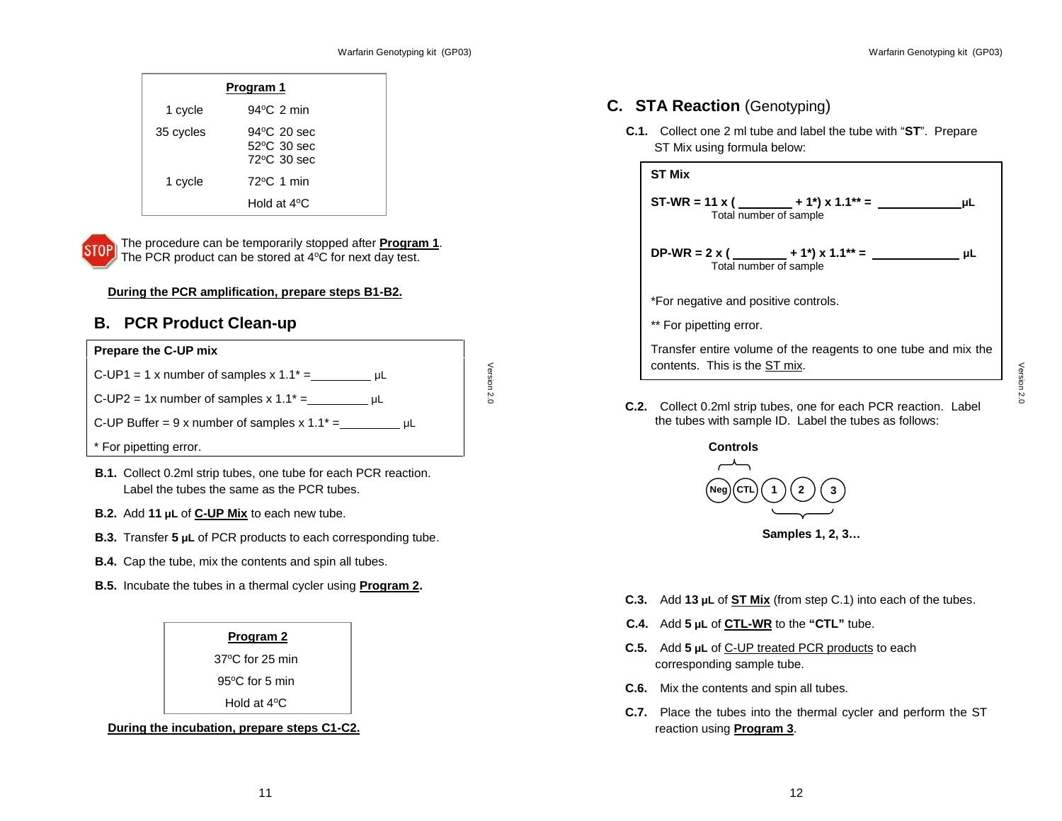| Program 1 | |
|---|---|
| 1 cycle | 94°C 2 min |
| 35 cycles | 94°C 20 sec<br>52°C 30 sec<br>72°C 30 sec |
| 1 cycle | 72°C 1 min |
| | Hold at 4°C |

STOP The procedure can be temporarily stopped after **Program 1**. The PCR product can be stored at 4°C for next day test.

**During the PCR amplification, prepare steps B1-B2.**

## B. PCR Product Clean-up

**Prepare the C-UP mix**

C-UP1 = 1 x number of samples x 1.1* =_________ µL

C-UP2 = 1x number of samples x 1.1* =_________ µL

C-UP Buffer = 9 x number of samples x 1.1* =_________ µL

* For pipetting error.

**B.1.** Collect 0.2ml strip tubes, one tube for each PCR reaction. Label the tubes the same as the PCR tubes.

**B.2.** Add **11 µL** of **C-UP Mix** to each new tube.

**B.3.** Transfer **5 µL** of PCR products to each corresponding tube.

**B.4.** Cap the tube, mix the contents and spin all tubes.

**B.5.** Incubate the tubes in a thermal cycler using **Program 2.**

| Program 2 |
|---|
| 37°C for 25 min |
| 95°C for 5 min |
| Hold at 4°C |

**During the incubation, prepare steps C1-C2.**

## C. STA Reaction (Genotyping)

**C.1.** Collect one 2 ml tube and label the tube with "**ST**". Prepare ST Mix using formula below:

**ST Mix**

**ST-WR = 11 x ( ________ + 1*) x 1.1** = ____________µL**
Total number of sample

**DP-WR = 2 x ( ________ + 1*) x 1.1** = ____________ µL**
Total number of sample

*For negative and positive controls.

** For pipetting error.

Transfer entire volume of the reagents to one tube and mix the contents. This is the ST mix.

**C.2.** Collect 0.2ml strip tubes, one for each PCR reaction. Label the tubes with sample ID. Label the tubes as follows:

**Controls**: Neg, CTL

Neg | CTL | 1 | 2 | 3

**Samples 1, 2, 3…**

**C.3.** Add **13 µL** of **ST Mix** (from step C.1) into each of the tubes.

**C.4.** Add **5 µL** of **CTL-WR** to the **"CTL"** tube.

**C.5.** Add **5 µL** of C-UP treated PCR products to each corresponding sample tube.

**C.6.** Mix the contents and spin all tubes.

**C.7.** Place the tubes into the thermal cycler and perform the ST reaction using **Program 3**.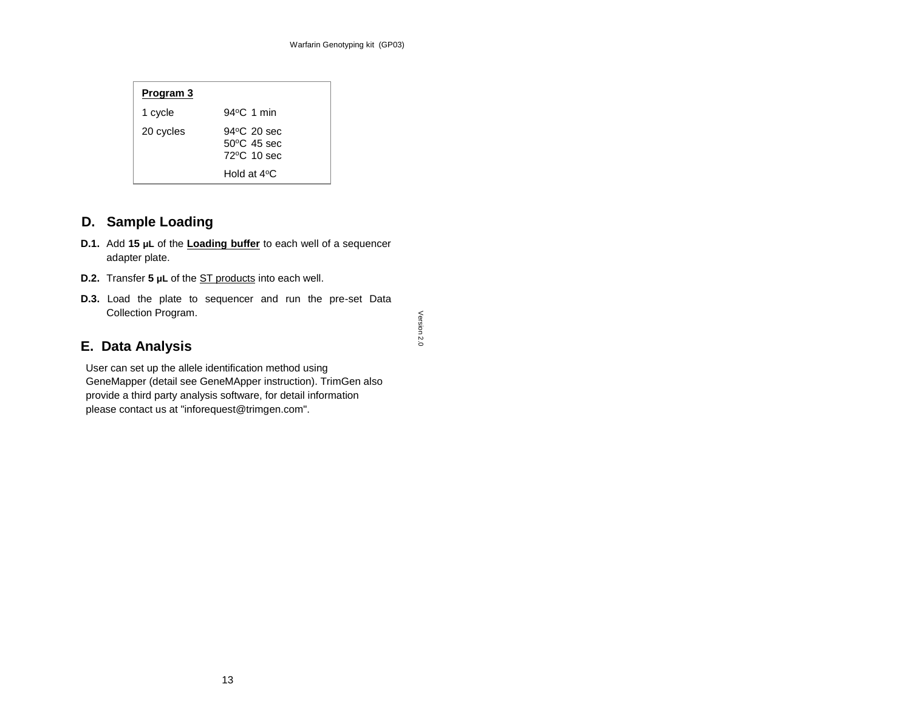| Program 3 | |
|---|---|
| 1 cycle | 94°C 1 min |
| 20 cycles | 94°C 20 sec<br>50°C 45 sec<br>72°C 10 sec |
| | Hold at 4°C |

## D. Sample Loading

**D.1.** Add **15 µL** of the **Loading buffer** to each well of a sequencer adapter plate.

**D.2.** Transfer **5 µL** of the ST products into each well.

**D.3.** Load the plate to sequencer and run the pre-set Data Collection Program.

## E. Data Analysis

User can set up the allele identification method using GeneMapper (detail see GeneMApper instruction). TrimGen also provide a third party analysis software, for detail information please contact us at "inforequest@trimgen.com".